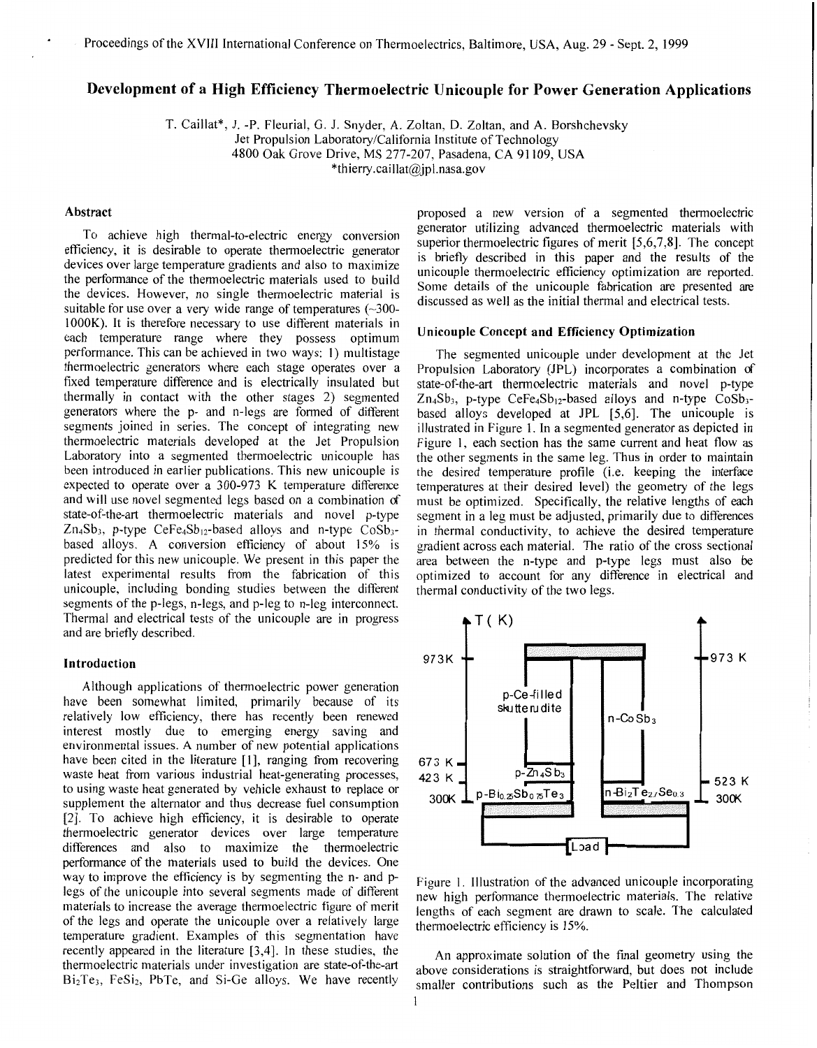# Development of a High Efficiency Thermoelectric Unicouple for Power Generation Applications

T. Caillat*, J. -P. Fleurial, G. J. Snyder, A. Zoltan, D. Zoltan, and A. Borshchevsky
Jet Propulsion Laboratory/California Institute of Technology
4800 Oak Grove Drive, MS 277-207, Pasadena, CA 91109, USA
*thierry.caillat@jpl.nasa.gov

## Abstract

To achieve high thermal-to-electric energy conversion efficiency, it is desirable to operate thermoelectric generator devices over large temperature gradients and also to maximize the performance of the thermoelectric materials used to build the devices. However, no single thermoelectric material is suitable for use over a very wide range of temperatures (~300-1000K). It is therefore necessary to use different materials in each temperature range where they possess optimum performance. This can be achieved in two ways: 1) multistage thermoelectric generators where each stage operates over a fixed temperature difference and is electrically insulated but thermally in contact with the other stages 2) segmented generators where the p- and n-legs are formed of different segments joined in series. The concept of integrating new thermoelectric materials developed at the Jet Propulsion Laboratory into a segmented thermoelectric unicouple has been introduced in earlier publications. This new unicouple is expected to operate over a 300-973 K temperature difference and will use novel segmented legs based on a combination of state-of-the-art thermoelectric materials and novel p-type $Zn_4Sb_3$, p-type $CeFe_4Sb_{12}$-based alloys and n-type $CoSb_3$-based alloys. A conversion efficiency of about 15% is predicted for this new unicouple. We present in this paper the latest experimental results from the fabrication of this unicouple, including bonding studies between the different segments of the p-legs, n-legs, and p-leg to n-leg interconnect. Thermal and electrical tests of the unicouple are in progress and are briefly described.

## Introduction

Although applications of thermoelectric power generation have been somewhat limited, primarily because of its relatively low efficiency, there has recently been renewed interest mostly due to emerging energy saving and environmental issues. A number of new potential applications have been cited in the literature [1], ranging from recovering waste heat from various industrial heat-generating processes, to using waste heat generated by vehicle exhaust to replace or supplement the alternator and thus decrease fuel consumption [2]. To achieve high efficiency, it is desirable to operate thermoelectric generator devices over large temperature differences and also to maximize the thermoelectric performance of the materials used to build the devices. One way to improve the efficiency is by segmenting the n- and p-legs of the unicouple into several segments made of different materials to increase the average thermoelectric figure of merit of the legs and operate the unicouple over a relatively large temperature gradient. Examples of this segmentation have recently appeared in the literature [3,4]. In these studies, the thermoelectric materials under investigation are state-of-the-art $Bi_2Te_3$, $FeSi_2$, PbTe, and Si-Ge alloys. We have recently proposed a new version of a segmented thermoelectric generator utilizing advanced thermoelectric materials with superior thermoelectric figures of merit [5,6,7,8]. The concept is briefly described in this paper and the results of the unicouple thermoelectric efficiency optimization are reported. Some details of the unicouple fabrication are presented are discussed as well as the initial thermal and electrical tests.

## Unicouple Concept and Efficiency Optimization

The segmented unicouple under development at the Jet Propulsion Laboratory (JPL) incorporates a combination of state-of-the-art thermoelectric materials and novel p-type $Zn_4Sb_3$, p-type $CeFe_4Sb_{12}$-based alloys and n-type $CoSb_3$-based alloys developed at JPL [5,6]. The unicouple is illustrated in Figure 1. In a segmented generator as depicted in Figure 1, each section has the same current and heat flow as the other segments in the same leg. Thus in order to maintain the desired temperature profile (i.e. keeping the interface temperatures at their desired level) the geometry of the legs must be optimized. Specifically, the relative lengths of each segment in a leg must be adjusted, primarily due to differences in thermal conductivity, to achieve the desired temperature gradient across each material. The ratio of the cross sectional area between the n-type and p-type legs must also be optimized to account for any difference in electrical and thermal conductivity of the two legs.

Figure 1. Illustration of the advanced unicouple incorporating new high performance thermoelectric materials. The relative lengths of each segment are drawn to scale. The calculated thermoelectric efficiency is 15%.

An approximate solution of the final geometry using the above considerations is straightforward, but does not include smaller contributions such as the Peltier and Thompson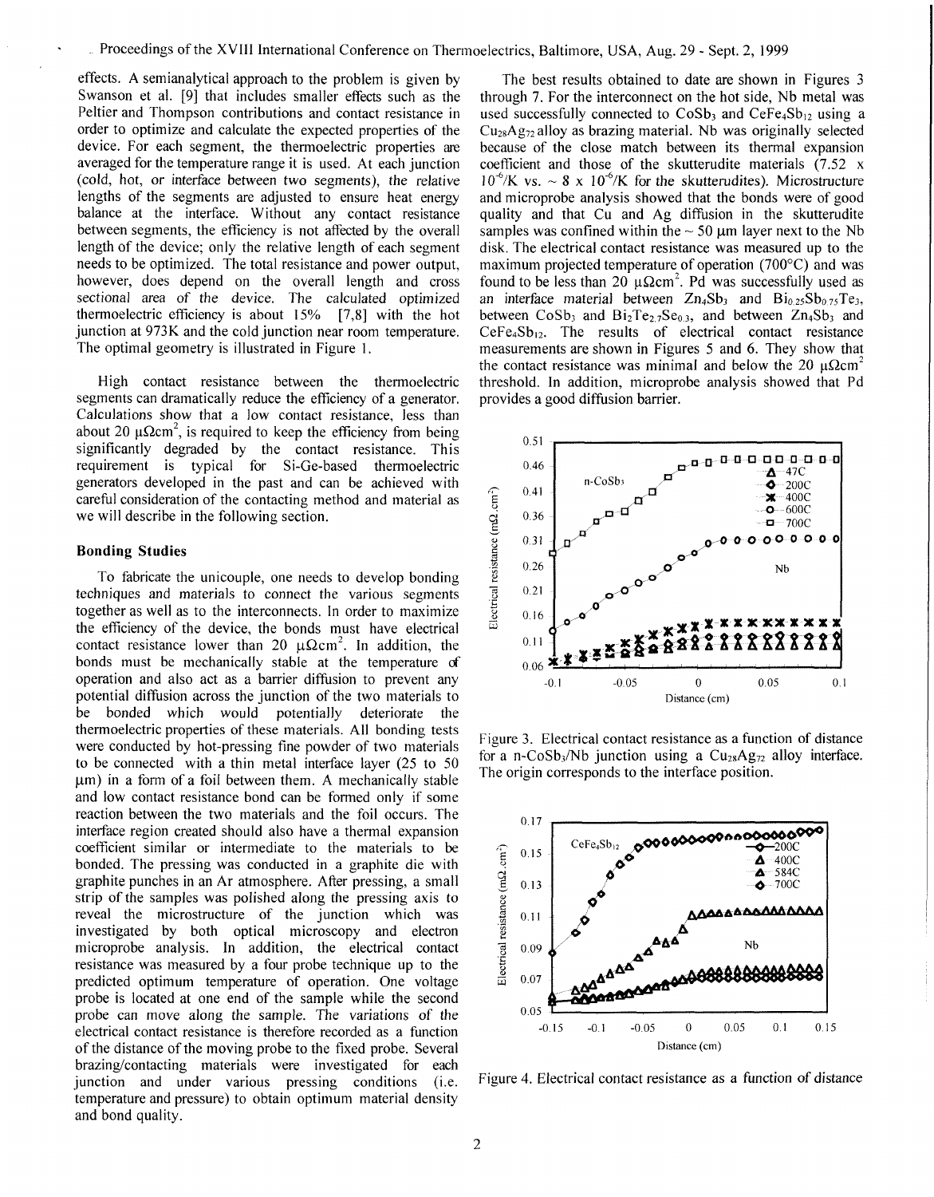effects. A semianalytical approach to the problem is given by Swanson et al. [9] that includes smaller effects such as the Peltier and Thompson contributions and contact resistance in order to optimize and calculate the expected properties of the device. For each segment, the thermoelectric properties are averaged for the temperature range it is used. At each junction (cold, hot, or interface between two segments), the relative lengths of the segments are adjusted to ensure heat energy balance at the interface. Without any contact resistance between segments, the efficiency is not affected by the overall length of the device; only the relative length of each segment needs to be optimized. The total resistance and power output, however, does depend on the overall length and cross sectional area of the device. The calculated optimized thermoelectric efficiency is about 15% [7,8] with the hot junction at 973K and the cold junction near room temperature. The optimal geometry is illustrated in Figure 1.

High contact resistance between the thermoelectric segments can dramatically reduce the efficiency of a generator. Calculations show that a low contact resistance, less than about 20 $\mu\Omega cm^2$, is required to keep the efficiency from being significantly degraded by the contact resistance. This requirement is typical for Si-Ge-based thermoelectric generators developed in the past and can be achieved with careful consideration of the contacting method and material as we will describe in the following section.

## Bonding Studies

To fabricate the unicouple, one needs to develop bonding techniques and materials to connect the various segments together as well as to the interconnects. In order to maximize the efficiency of the device, the bonds must have electrical contact resistance lower than 20 $\mu\Omega cm^2$. In addition, the bonds must be mechanically stable at the temperature of operation and also act as a barrier diffusion to prevent any potential diffusion across the junction of the two materials to be bonded which would potentially deteriorate the thermoelectric properties of these materials. All bonding tests were conducted by hot-pressing fine powder of two materials to be connected with a thin metal interface layer (25 to 50 $\mu$m) in a form of a foil between them. A mechanically stable and low contact resistance bond can be formed only if some reaction between the two materials and the foil occurs. The interface region created should also have a thermal expansion coefficient similar or intermediate to the materials to be bonded. The pressing was conducted in a graphite die with graphite punches in an Ar atmosphere. After pressing, a small strip of the samples was polished along the pressing axis to reveal the microstructure of the junction which was investigated by both optical microscopy and electron microprobe analysis. In addition, the electrical contact resistance was measured by a four probe technique up to the predicted optimum temperature of operation. One voltage probe is located at one end of the sample while the second probe can move along the sample. The variations of the electrical contact resistance is therefore recorded as a function of the distance of the moving probe to the fixed probe. Several brazing/contacting materials were investigated for each junction and under various pressing conditions (i.e. temperature and pressure) to obtain optimum material density and bond quality.

The best results obtained to date are shown in Figures 3 through 7. For the interconnect on the hot side, Nb metal was used successfully connected to $CoSb_3$ and $CeFe_4Sb_{12}$ using a $Cu_{28}Ag_{72}$ alloy as brazing material. Nb was originally selected because of the close match between its thermal expansion coefficient and those of the skutterudite materials ($7.52 \times 10^{-6}$/K vs. $\sim 8 \times 10^{-6}$/K for the skutterudites). Microstructure and microprobe analysis showed that the bonds were of good quality and that Cu and Ag diffusion in the skutterudite samples was confined within the ~ 50 $\mu$m layer next to the Nb disk. The electrical contact resistance was measured up to the maximum projected temperature of operation (700°C) and was found to be less than 20 $\mu\Omega cm^2$. Pd was successfully used as an interface material between $Zn_4Sb_3$ and $Bi_{0.25}Sb_{0.75}Te_3$, between $CoSb_3$ and $Bi_2Te_{2.7}Se_{0.3}$, and between $Zn_4Sb_3$ and $CeFe_4Sb_{12}$. The results of electrical contact resistance measurements are shown in Figures 5 and 6. They show that the contact resistance was minimal and below the 20 $\mu\Omega cm^2$ threshold. In addition, microprobe analysis showed that Pd provides a good diffusion barrier.

n-CoSb3
Nb
47C
200C
400C
600C
700C
Electrical resistance (mΩ.cm²)
0.51
0.46
0.41
0.36
0.31
0.26
0.21
0.16
0.11
0.06
-0.1
-0.05
0
0.05
0.1
Distance (cm)

Figure 3. Electrical contact resistance as a function of distance for a n-$CoSb_3$/Nb junction using a $Cu_{28}Ag_{72}$ alloy interface. The origin corresponds to the interface position.

CeFe4Sb12
Nb
200C
400C
584C
700C
Electrical resistance (mΩ.cm²)
0.17
0.15
0.13
0.11
0.09
0.07
0.05
-0.15
-0.1
-0.05
0
0.05
0.1
0.15
Distance (cm)

Figure 4. Electrical contact resistance as a function of distance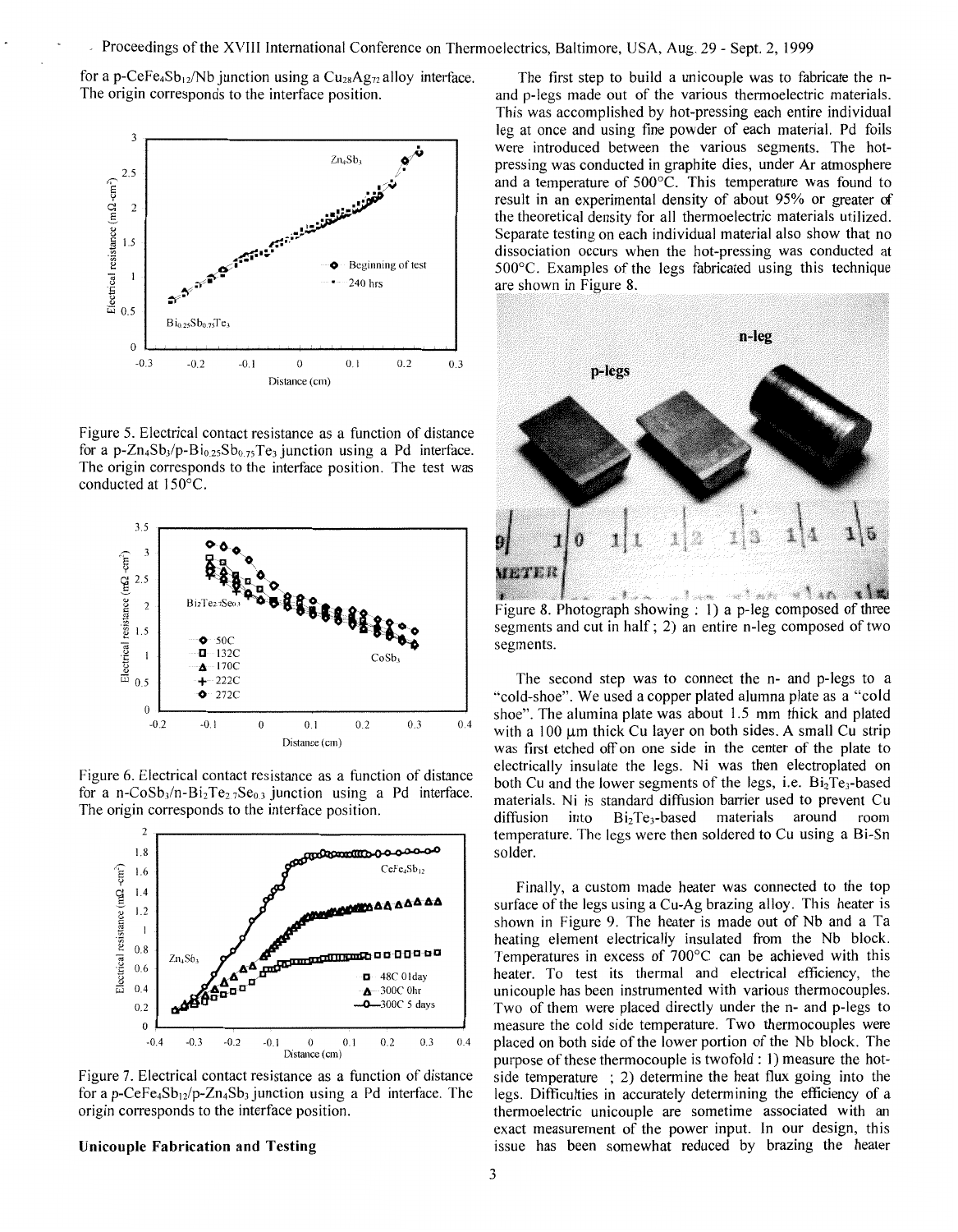for a p-$CeFe_4Sb_{12}$/Nb junction using a $Cu_{28}Ag_{72}$ alloy interface. The origin corresponds to the interface position.

Figure 5. Electrical contact resistance as a function of distance for a p-$Zn_4Sb_3$/p-$Bi_{0.25}Sb_{0.75}Te_3$ junction using a Pd interface. The origin corresponds to the interface position. The test was conducted at 150°C.

Figure 6. Electrical contact resistance as a function of distance for a n-$CoSb_3$/n-$Bi_2Te_{2.7}Se_{0.3}$ junction using a Pd interface. The origin corresponds to the interface position.

Figure 7. Electrical contact resistance as a function of distance for a p-$CeFe_4Sb_{12}$/p-$Zn_4Sb_3$ junction using a Pd interface. The origin corresponds to the interface position.

### Unicouple Fabrication and Testing

The first step to build a unicouple was to fabricate the n- and p-legs made out of the various thermoelectric materials. This was accomplished by hot-pressing each entire individual leg at once and using fine powder of each material. Pd foils were introduced between the various segments. The hot-pressing was conducted in graphite dies, under Ar atmosphere and a temperature of 500°C. This temperature was found to result in an experimental density of about 95% or greater of the theoretical density for all thermoelectric materials utilized. Separate testing on each individual material also show that no dissociation occurs when the hot-pressing was conducted at 500°C. Examples of the legs fabricated using this technique are shown in Figure 8.

Figure 8. Photograph showing : 1) a p-leg composed of three segments and cut in half ; 2) an entire n-leg composed of two segments.

The second step was to connect the n- and p-legs to a "cold-shoe". We used a copper plated alumna plate as a "cold shoe". The alumina plate was about 1.5 mm thick and plated with a 100 µm thick Cu layer on both sides. A small Cu strip was first etched off on one side in the center of the plate to electrically insulate the legs. Ni was then electroplated on both Cu and the lower segments of the legs, i.e. $Bi_2Te_3$-based materials. Ni is standard diffusion barrier used to prevent Cu diffusion into $Bi_2Te_3$-based materials around room temperature. The legs were then soldered to Cu using a Bi-Sn solder.

Finally, a custom made heater was connected to the top surface of the legs using a Cu-Ag brazing alloy. This heater is shown in Figure 9. The heater is made out of Nb and a Ta heating element electrically insulated from the Nb block. Temperatures in excess of 700°C can be achieved with this heater. To test its thermal and electrical efficiency, the unicouple has been instrumented with various thermocouples. Two of them were placed directly under the n- and p-legs to measure the cold side temperature. Two thermocouples were placed on both side of the lower portion of the Nb block. The purpose of these thermocouple is twofold : 1) measure the hot-side temperature ; 2) determine the heat flux going into the legs. Difficulties in accurately determining the efficiency of a thermoelectric unicouple are sometime associated with an exact measurement of the power input. In our design, this issue has been somewhat reduced by brazing the heater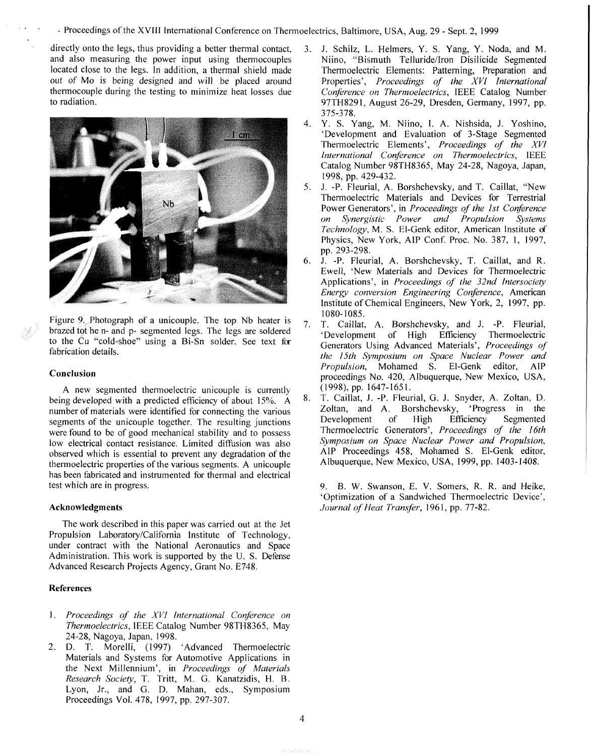directly onto the legs, thus providing a better thermal contact, and also measuring the power input using thermocouples located close to the legs. In addition, a thermal shield made out of Mo is being designed and will be placed around thermocouple during the testing to minimize heat losses due to radiation.

Figure 9. Photograph of a unicouple. The top Nb heater is brazed tot he n- and p- segmented legs. The legs are soldered to the Cu "cold-shoe" using a Bi-Sn solder. See text for fabrication details.

### Conclusion

A new segmented thermoelectric unicouple is currently being developed with a predicted efficiency of about 15%. A number of materials were identified for connecting the various segments of the unicouple together. The resulting junctions were found to be of good mechanical stability and to possess low electrical contact resistance. Limited diffusion was also observed which is essential to prevent any degradation of the thermoelectric properties of the various segments. A unicouple has been fabricated and instrumented for thermal and electrical test which are in progress.

### Acknowledgments

The work described in this paper was carried out at the Jet Propulsion Laboratory/California Institute of Technology, under contract with the National Aeronautics and Space Administration. This work is supported by the U. S. Defense Advanced Research Projects Agency, Grant No. E748.

### References

1. *Proceedings of the XVI International Conference on Thermoelectrics*, IEEE Catalog Number 98TH8365, May 24-28, Nagoya, Japan, 1998.
2. D. T. Morelli, (1997) 'Advanced Thermoelectric Materials and Systems for Automotive Applications in the Next Millennium', in *Proceedings of Materials Research Society*, T. Tritt, M. G. Kanatzidis, H. B. Lyon, Jr., and G. D. Mahan, eds., Symposium Proceedings Vol. 478, 1997, pp. 297-307.
3. J. Schilz, L. Helmers, Y. S. Yang, Y. Noda, and M. Niino, "Bismuth Telluride/Iron Disilicide Segmented Thermoelectric Elements: Patterning, Preparation and Properties', *Proceedings of the XVI International Conference on Thermoelectrics*, IEEE Catalog Number 97TH8291, August 26-29, Dresden, Germany, 1997, pp. 375-378.
4. Y. S. Yang, M. Niino, I. A. Nishsida, J. Yoshino, 'Development and Evaluation of 3-Stage Segmented Thermoelectric Elements', *Proceedings of the XVI International Conference on Thermoelectrics*, IEEE Catalog Number 98TH8365, May 24-28, Nagoya, Japan, 1998, pp. 429-432.
5. J. -P. Fleurial, A. Borshchevsky, and T. Caillat, "New Thermoelectric Materials and Devices for Terrestrial Power Generators', in *Proceedings of the 1st Conference on Synergistic Power and Propulsion Systems Technology*, M. S. El-Genk editor, American Institute of Physics, New York, AIP Conf. Proc. No. 387, 1, 1997, pp. 293-298.
6. J. -P. Fleurial, A. Borshchevsky, T. Caillat, and R. Ewell, 'New Materials and Devices for Thermoelectric Applications', in *Proceedings of the 32nd Intersociety Energy conversion Engineering Conference*, American Institute of Chemical Engineers, New York, 2, 1997, pp. 1080-1085.
7. T. Caillat, A. Borshchevsky, and J. -P. Fleurial, 'Development of High Efficiency Thermoelectric Generators Using Advanced Materials', *Proceedings of the 15th Symposium on Space Nuclear Power and Propulsion*, Mohamed S. El-Genk editor, AIP proceedings No. 420, Albuquerque, New Mexico, USA, (1998), pp. 1647-1651.
8. T. Caillat, J. -P. Fleurial, G. J. Snyder, A. Zoltan, D. Zoltan, and A. Borshchevsky, 'Progress in the Development of High Efficiency Segmented Thermoelectric Generators', *Proceedings of the 16th Symposium on Space Nuclear Power and Propulsion*, AIP Proceedings 458, Mohamed S. El-Genk editor, Albuquerque, New Mexico, USA, 1999, pp. 1403-1408.
9. B. W. Swanson, E. V. Somers, R. R. and Heike, 'Optimization of a Sandwiched Thermoelectric Device', *Journal of Heat Transfer*, 1961, pp. 77-82.